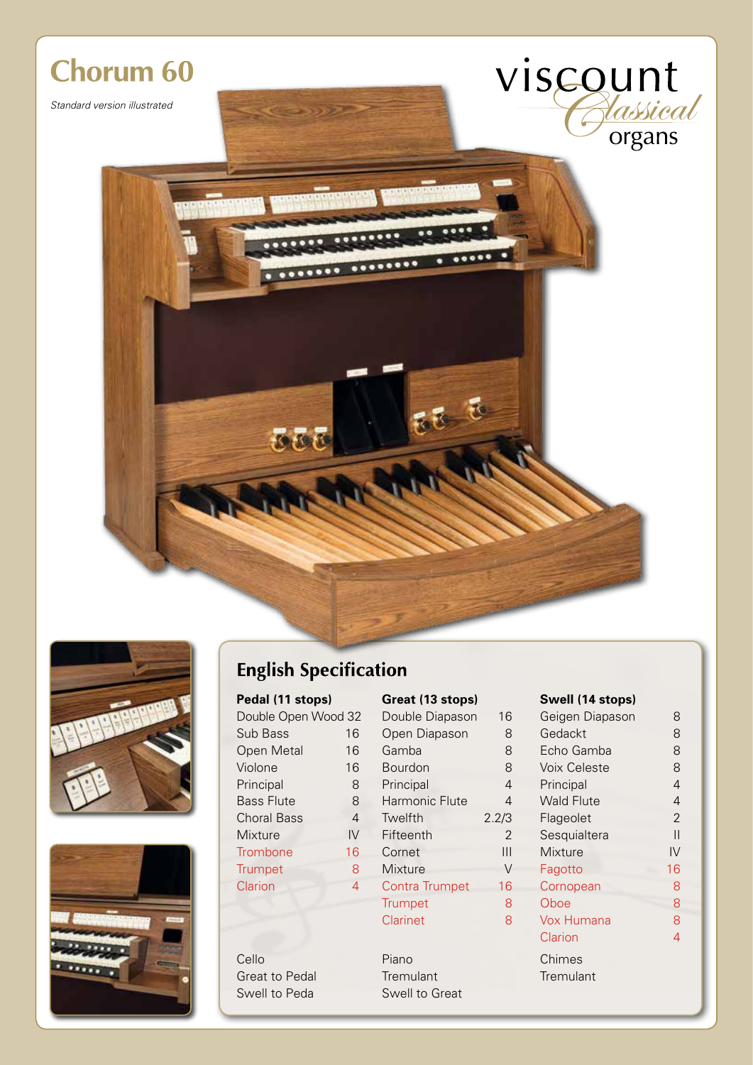# Chorum 60

*Standard version illustrated*

viscount Classical organs

## English Specification

| Pedal (11 stops) | | Great (13 stops) | | Swell (14 stops) | |
|---|---|---|---|---|---|
| Double Open Wood | 32 | Double Diapason | 16 | Geigen Diapason | 8 |
| Sub Bass | 16 | Open Diapason | 8 | Gedackt | 8 |
| Open Metal | 16 | Gamba | 8 | Echo Gamba | 8 |
| Violone | 16 | Bourdon | 8 | Voix Celeste | 8 |
| Principal | 8 | Principal | 4 | Principal | 4 |
| Bass Flute | 8 | Harmonic Flute | 4 | Wald Flute | 4 |
| Choral Bass | 4 | Twelfth | 2.2/3 | Flageolet | 2 |
| Mixture | IV | Fifteenth | 2 | Sesquialtera | II |
| Trombone | 16 | Cornet | III | Mixture | IV |
| Trumpet | 8 | Mixture | V | Fagotto | 16 |
| Clarion | 4 | Contra Trumpet | 16 | Cornopean | 8 |
| | | Trumpet | 8 | Oboe | 8 |
| | | Clarinet | 8 | Vox Humana | 8 |
| | | | | Clarion | 4 |
| Cello | | Piano | | Chimes | |
| Great to Pedal | | Tremulant | | Tremulant | |
| Swell to Peda | | Swell to Great | | | |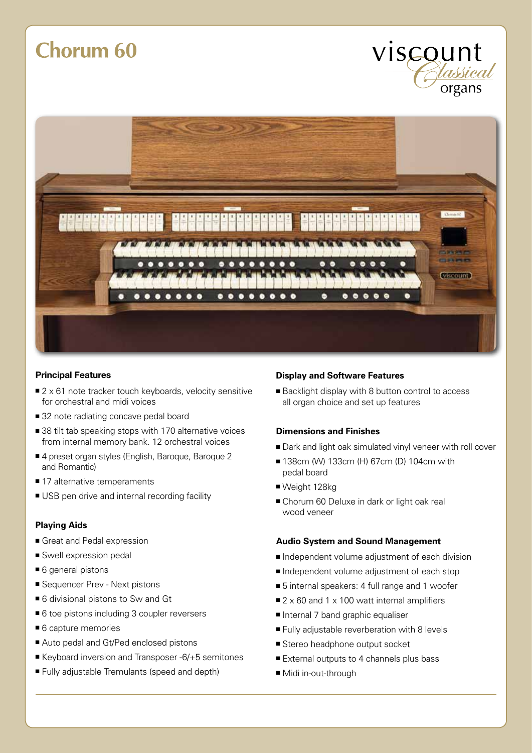# Chorum 60

viscount Classical organs

## Principal Features

- 2 x 61 note tracker touch keyboards, velocity sensitive for orchestral and midi voices
- 32 note radiating concave pedal board
- 38 tilt tab speaking stops with 170 alternative voices from internal memory bank. 12 orchestral voices
- 4 preset organ styles (English, Baroque, Baroque 2 and Romantic)
- 17 alternative temperaments
- USB pen drive and internal recording facility

## Playing Aids

- Great and Pedal expression
- Swell expression pedal
- 6 general pistons
- Sequencer Prev - Next pistons
- 6 divisional pistons to Sw and Gt
- 6 toe pistons including 3 coupler reversers
- 6 capture memories
- Auto pedal and Gt/Ped enclosed pistons
- Keyboard inversion and Transposer -6/+5 semitones
- Fully adjustable Tremulants (speed and depth)

## Display and Software Features

- Backlight display with 8 button control to access all organ choice and set up features

## Dimensions and Finishes

- Dark and light oak simulated vinyl veneer with roll cover
- 138cm (W) 133cm (H) 67cm (D) 104cm with pedal board
- Weight 128kg
- Chorum 60 Deluxe in dark or light oak real wood veneer

## Audio System and Sound Management

- Independent volume adjustment of each division
- Independent volume adjustment of each stop
- 5 internal speakers: 4 full range and 1 woofer
- 2 x 60 and 1 x 100 watt internal amplifiers
- Internal 7 band graphic equaliser
- Fully adjustable reverberation with 8 levels
- Stereo headphone output socket
- External outputs to 4 channels plus bass
- Midi in-out-through